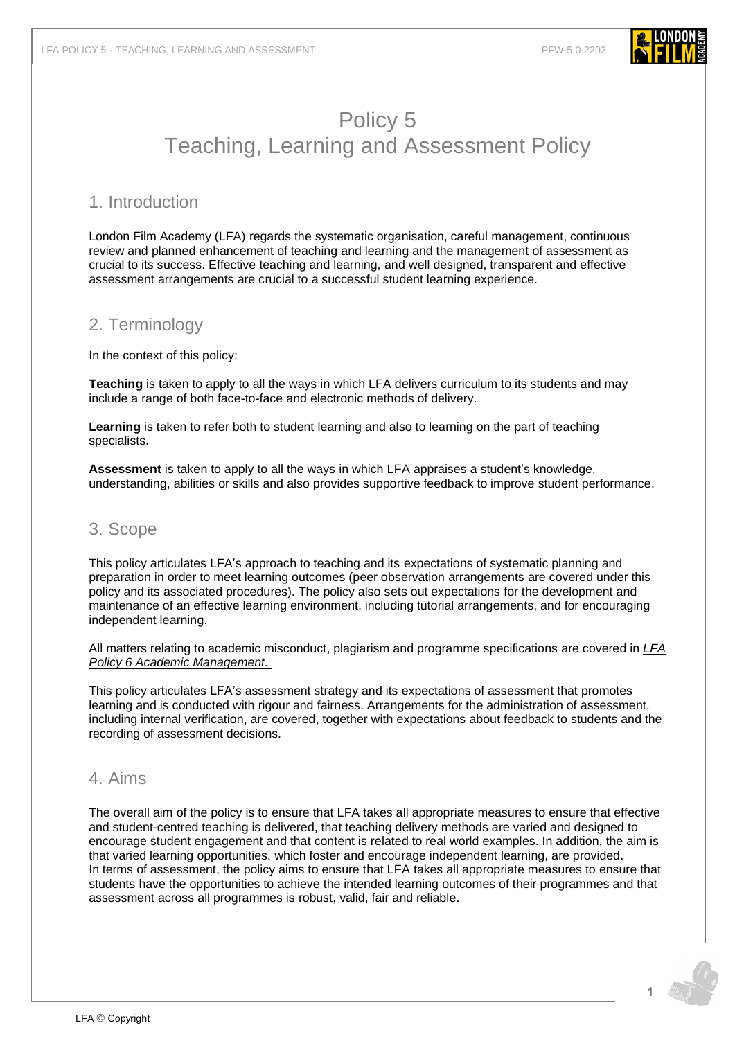# Policy 5
# Teaching, Learning and Assessment Policy

## 1. Introduction

London Film Academy (LFA) regards the systematic organisation, careful management, continuous review and planned enhancement of teaching and learning and the management of assessment as crucial to its success. Effective teaching and learning, and well designed, transparent and effective assessment arrangements are crucial to a successful student learning experience.

## 2. Terminology

In the context of this policy:

**Teaching** is taken to apply to all the ways in which LFA delivers curriculum to its students and may include a range of both face-to-face and electronic methods of delivery.

**Learning** is taken to refer both to student learning and also to learning on the part of teaching specialists.

**Assessment** is taken to apply to all the ways in which LFA appraises a student's knowledge, understanding, abilities or skills and also provides supportive feedback to improve student performance.

## 3. Scope

This policy articulates LFA's approach to teaching and its expectations of systematic planning and preparation in order to meet learning outcomes (peer observation arrangements are covered under this policy and its associated procedures). The policy also sets out expectations for the development and maintenance of an effective learning environment, including tutorial arrangements, and for encouraging independent learning.

All matters relating to academic misconduct, plagiarism and programme specifications are covered in *LFA Policy 6 Academic Management.*

This policy articulates LFA's assessment strategy and its expectations of assessment that promotes learning and is conducted with rigour and fairness. Arrangements for the administration of assessment, including internal verification, are covered, together with expectations about feedback to students and the recording of assessment decisions.

## 4. Aims

The overall aim of the policy is to ensure that LFA takes all appropriate measures to ensure that effective and student-centred teaching is delivered, that teaching delivery methods are varied and designed to encourage student engagement and that content is related to real world examples. In addition, the aim is that varied learning opportunities, which foster and encourage independent learning, are provided.
In terms of assessment, the policy aims to ensure that LFA takes all appropriate measures to ensure that students have the opportunities to achieve the intended learning outcomes of their programmes and that assessment across all programmes is robust, valid, fair and reliable.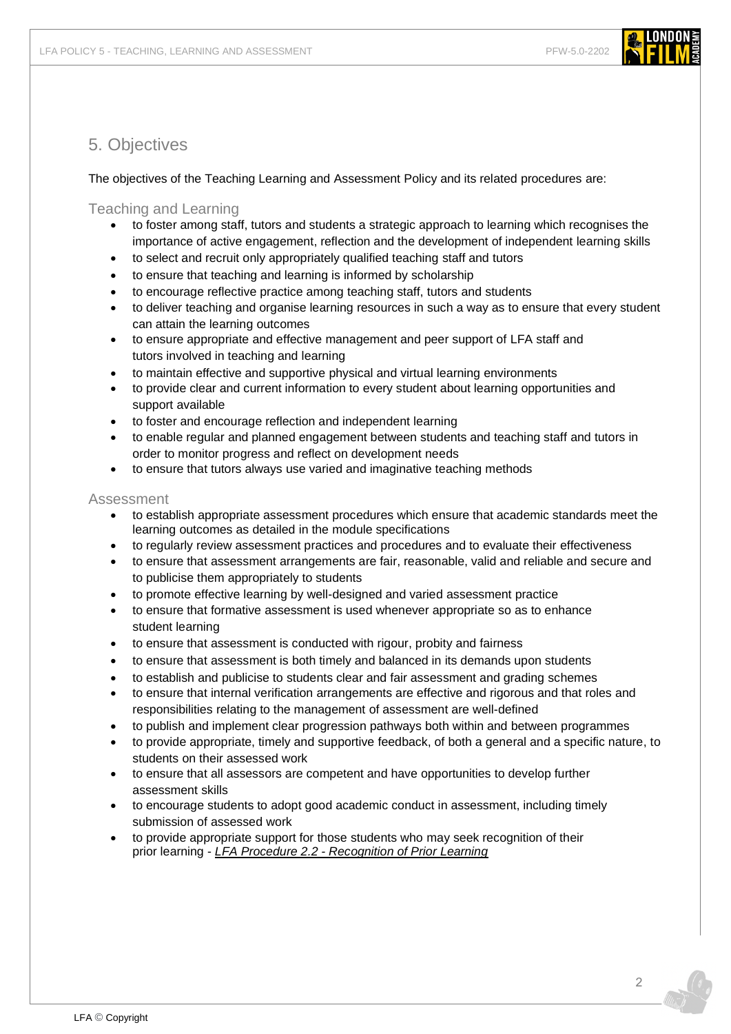## 5. Objectives

The objectives of the Teaching Learning and Assessment Policy and its related procedures are:

### Teaching and Learning

- to foster among staff, tutors and students a strategic approach to learning which recognises the importance of active engagement, reflection and the development of independent learning skills
- to select and recruit only appropriately qualified teaching staff and tutors
- to ensure that teaching and learning is informed by scholarship
- to encourage reflective practice among teaching staff, tutors and students
- to deliver teaching and organise learning resources in such a way as to ensure that every student can attain the learning outcomes
- to ensure appropriate and effective management and peer support of LFA staff and tutors involved in teaching and learning
- to maintain effective and supportive physical and virtual learning environments
- to provide clear and current information to every student about learning opportunities and support available
- to foster and encourage reflection and independent learning
- to enable regular and planned engagement between students and teaching staff and tutors in order to monitor progress and reflect on development needs
- to ensure that tutors always use varied and imaginative teaching methods

### Assessment

- to establish appropriate assessment procedures which ensure that academic standards meet the learning outcomes as detailed in the module specifications
- to regularly review assessment practices and procedures and to evaluate their effectiveness
- to ensure that assessment arrangements are fair, reasonable, valid and reliable and secure and to publicise them appropriately to students
- to promote effective learning by well-designed and varied assessment practice
- to ensure that formative assessment is used whenever appropriate so as to enhance student learning
- to ensure that assessment is conducted with rigour, probity and fairness
- to ensure that assessment is both timely and balanced in its demands upon students
- to establish and publicise to students clear and fair assessment and grading schemes
- to ensure that internal verification arrangements are effective and rigorous and that roles and responsibilities relating to the management of assessment are well-defined
- to publish and implement clear progression pathways both within and between programmes
- to provide appropriate, timely and supportive feedback, of both a general and a specific nature, to students on their assessed work
- to ensure that all assessors are competent and have opportunities to develop further assessment skills
- to encourage students to adopt good academic conduct in assessment, including timely submission of assessed work
- to provide appropriate support for those students who may seek recognition of their prior learning - *LFA Procedure 2.2 - Recognition of Prior Learning*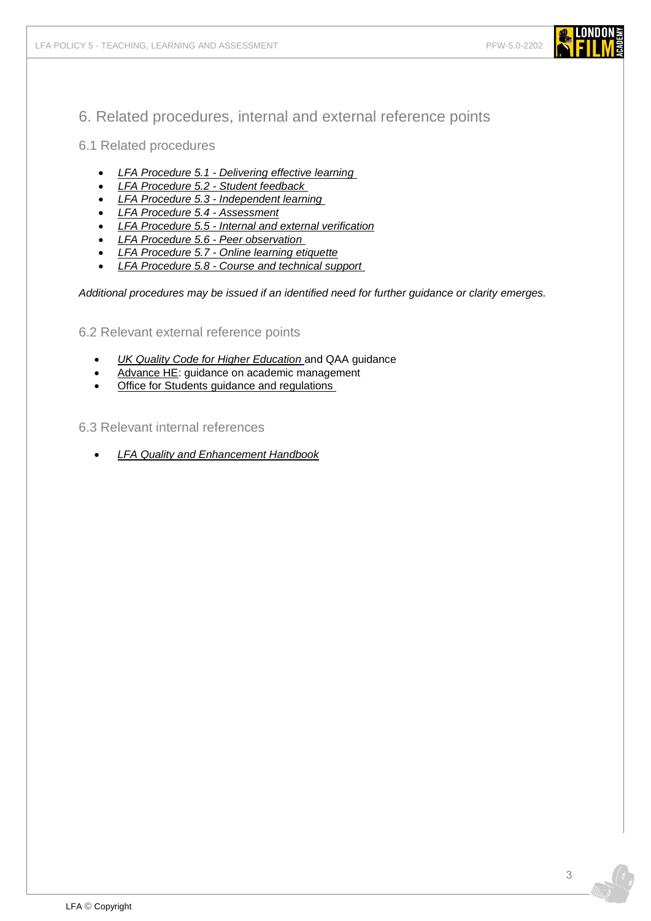# 6. Related procedures, internal and external reference points

## 6.1 Related procedures

- *LFA Procedure 5.1 - Delivering effective learning*
- *LFA Procedure 5.2 - Student feedback*
- *LFA Procedure 5.3 - Independent learning*
- *LFA Procedure 5.4 - Assessment*
- *LFA Procedure 5.5 - Internal and external verification*
- *LFA Procedure 5.6 - Peer observation*
- *LFA Procedure 5.7 - Online learning etiquette*
- *LFA Procedure 5.8 - Course and technical support*

*Additional procedures may be issued if an identified need for further guidance or clarity emerges.*

## 6.2 Relevant external reference points

- *UK Quality Code for Higher Education* and QAA guidance
- Advance HE: guidance on academic management
- Office for Students guidance and regulations

## 6.3 Relevant internal references

- *LFA Quality and Enhancement Handbook*